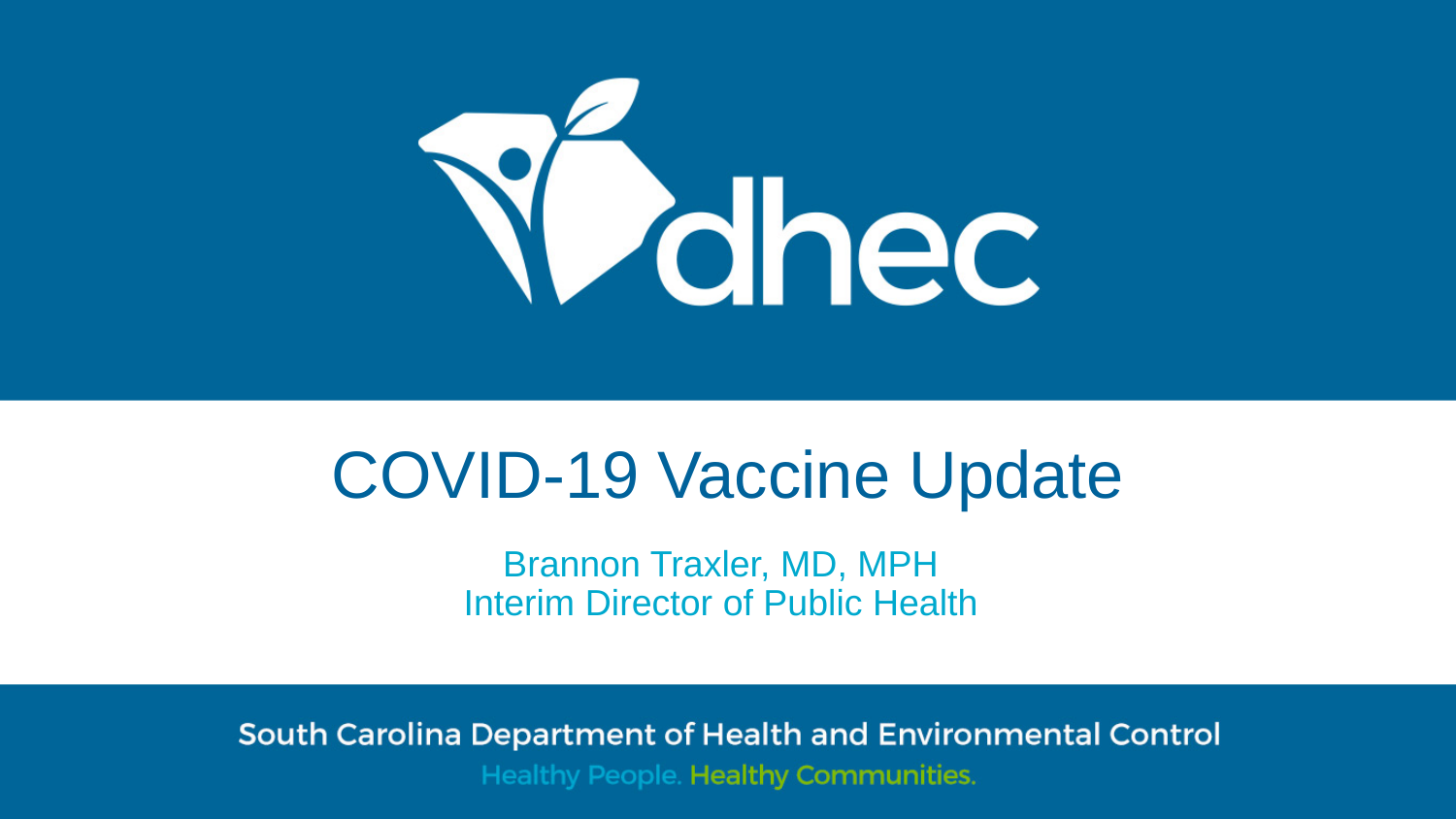dhec

# COVID-19 Vaccine Update

Brannon Traxler, MD, MPH
Interim Director of Public Health

South Carolina Department of Health and Environmental Control

Healthy People. Healthy Communities.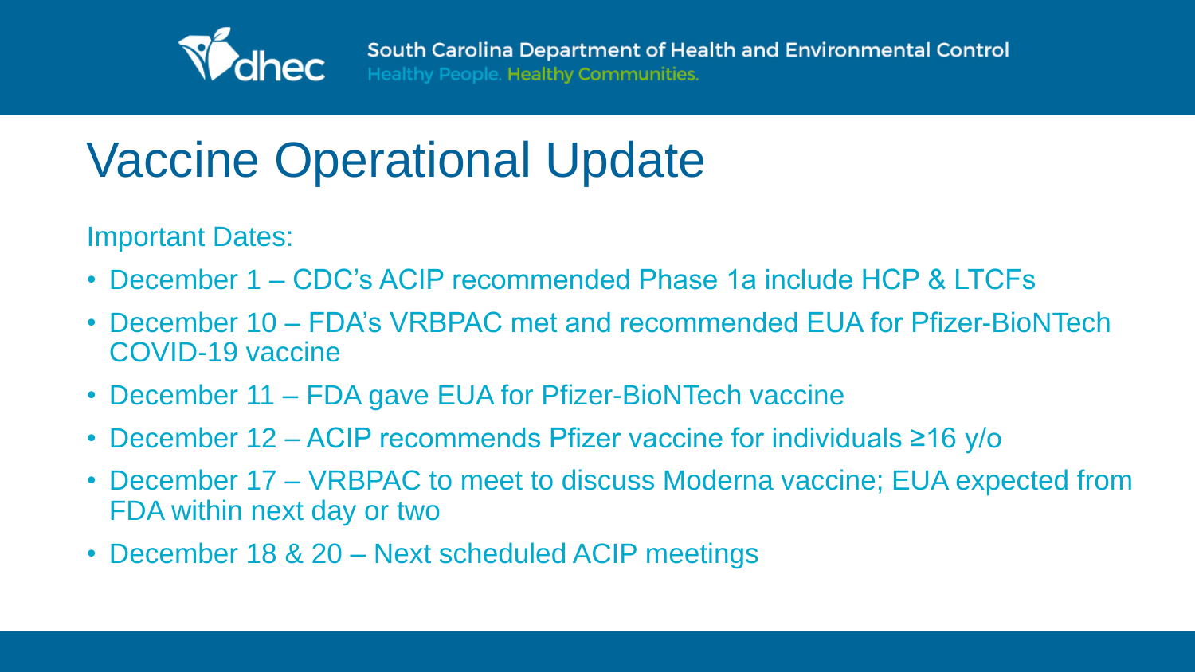# Vaccine Operational Update

Important Dates:

- December 1 – CDC's ACIP recommended Phase 1a include HCP & LTCFs
- December 10 – FDA's VRBPAC met and recommended EUA for Pfizer-BioNTech COVID-19 vaccine
- December 11 – FDA gave EUA for Pfizer-BioNTech vaccine
- December 12 – ACIP recommends Pfizer vaccine for individuals ≥16 y/o
- December 17 – VRBPAC to meet to discuss Moderna vaccine; EUA expected from FDA within next day or two
- December 18 & 20 – Next scheduled ACIP meetings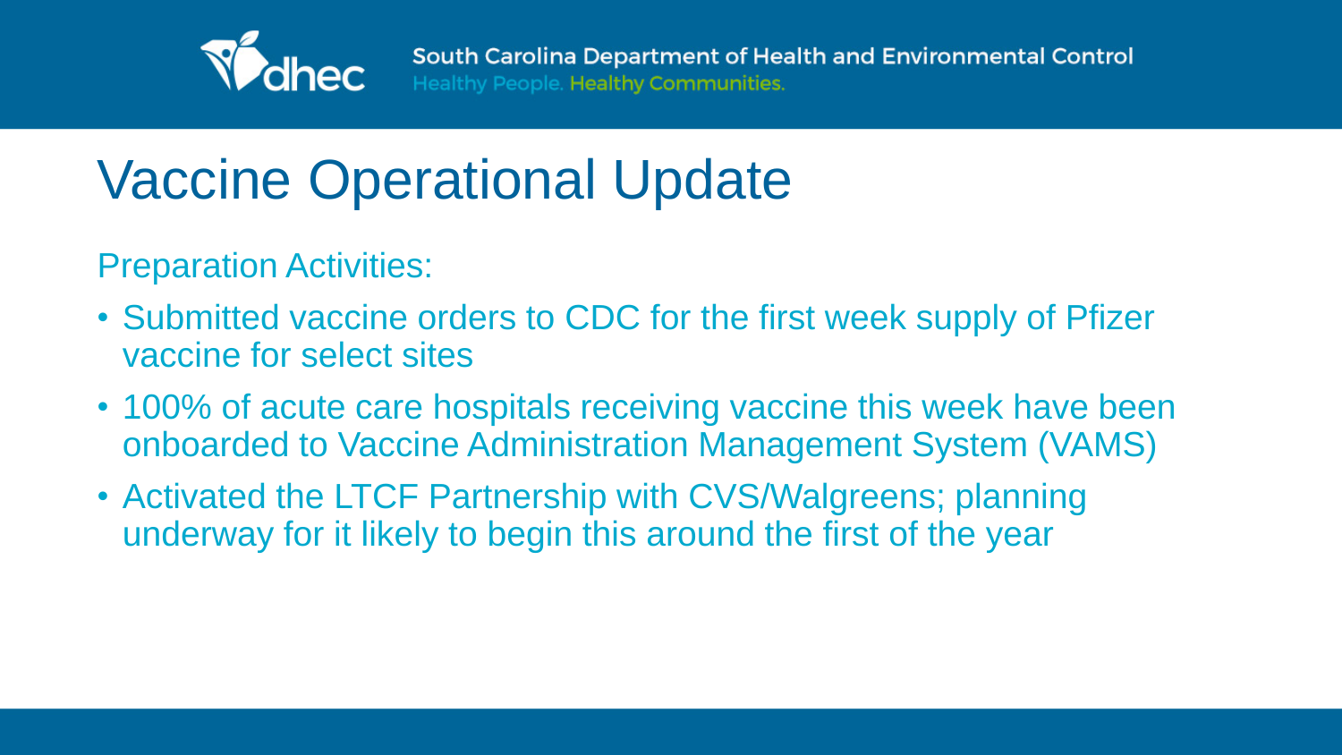# Vaccine Operational Update

Preparation Activities:

- Submitted vaccine orders to CDC for the first week supply of Pfizer vaccine for select sites
- 100% of acute care hospitals receiving vaccine this week have been onboarded to Vaccine Administration Management System (VAMS)
- Activated the LTCF Partnership with CVS/Walgreens; planning underway for it likely to begin this around the first of the year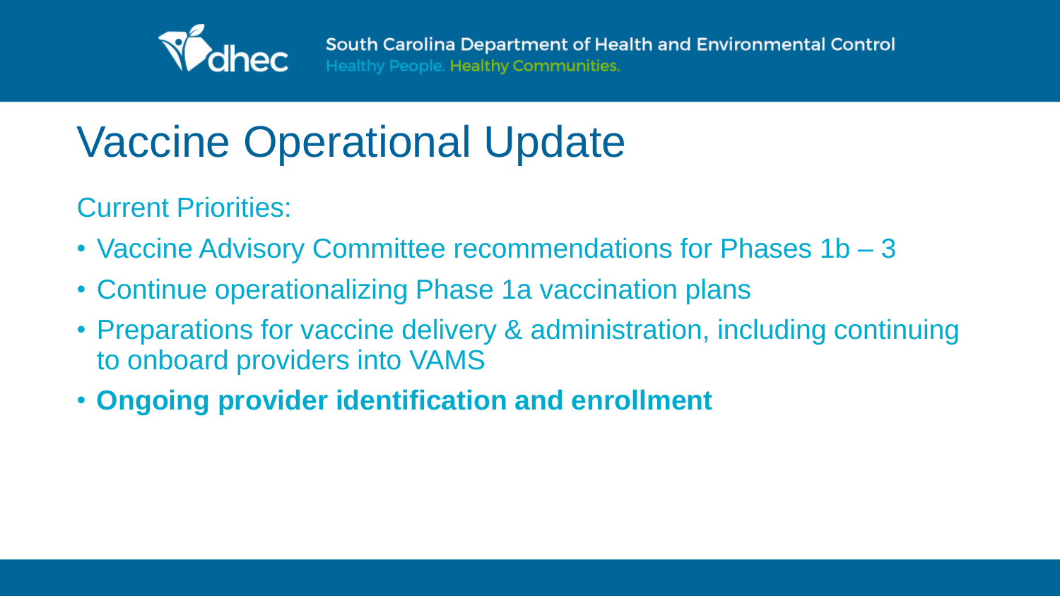# Vaccine Operational Update

Current Priorities:

- Vaccine Advisory Committee recommendations for Phases 1b – 3
- Continue operationalizing Phase 1a vaccination plans
- Preparations for vaccine delivery & administration, including continuing to onboard providers into VAMS
- **Ongoing provider identification and enrollment**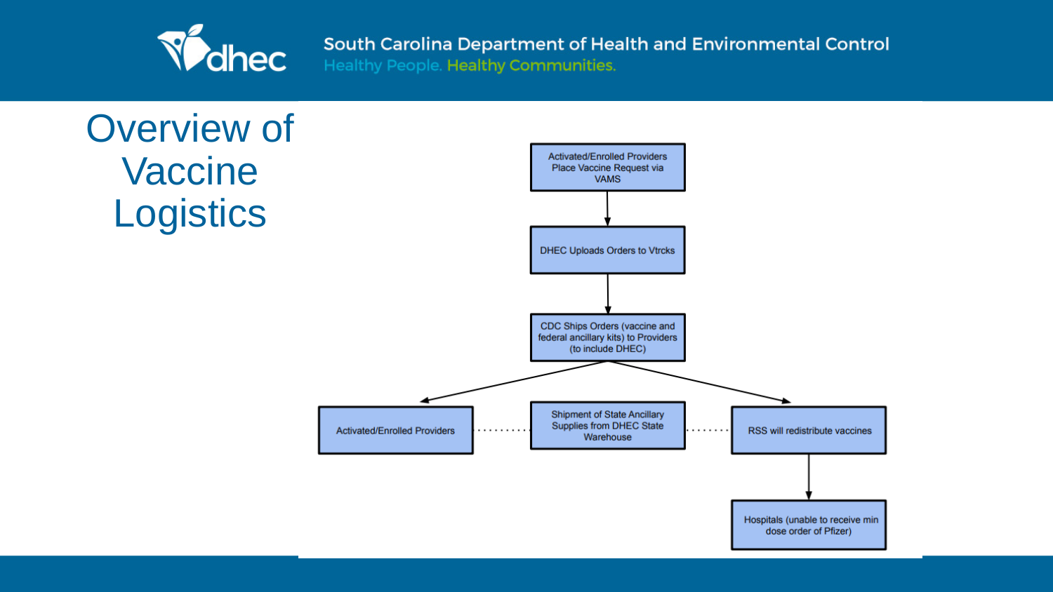# Overview of Vaccine Logistics

Activated/Enrolled Providers Place Vaccine Request via VAMS

↓

DHEC Uploads Orders to Vtrcks

↓

CDC Ships Orders (vaccine and federal ancillary kits) to Providers (to include DHEC)

↓

- Activated/Enrolled Providers
- Shipment of State Ancillary Supplies from DHEC State Warehouse
- RSS will redistribute vaccines
  - ↓ Hospitals (unable to receive min dose order of Pfizer)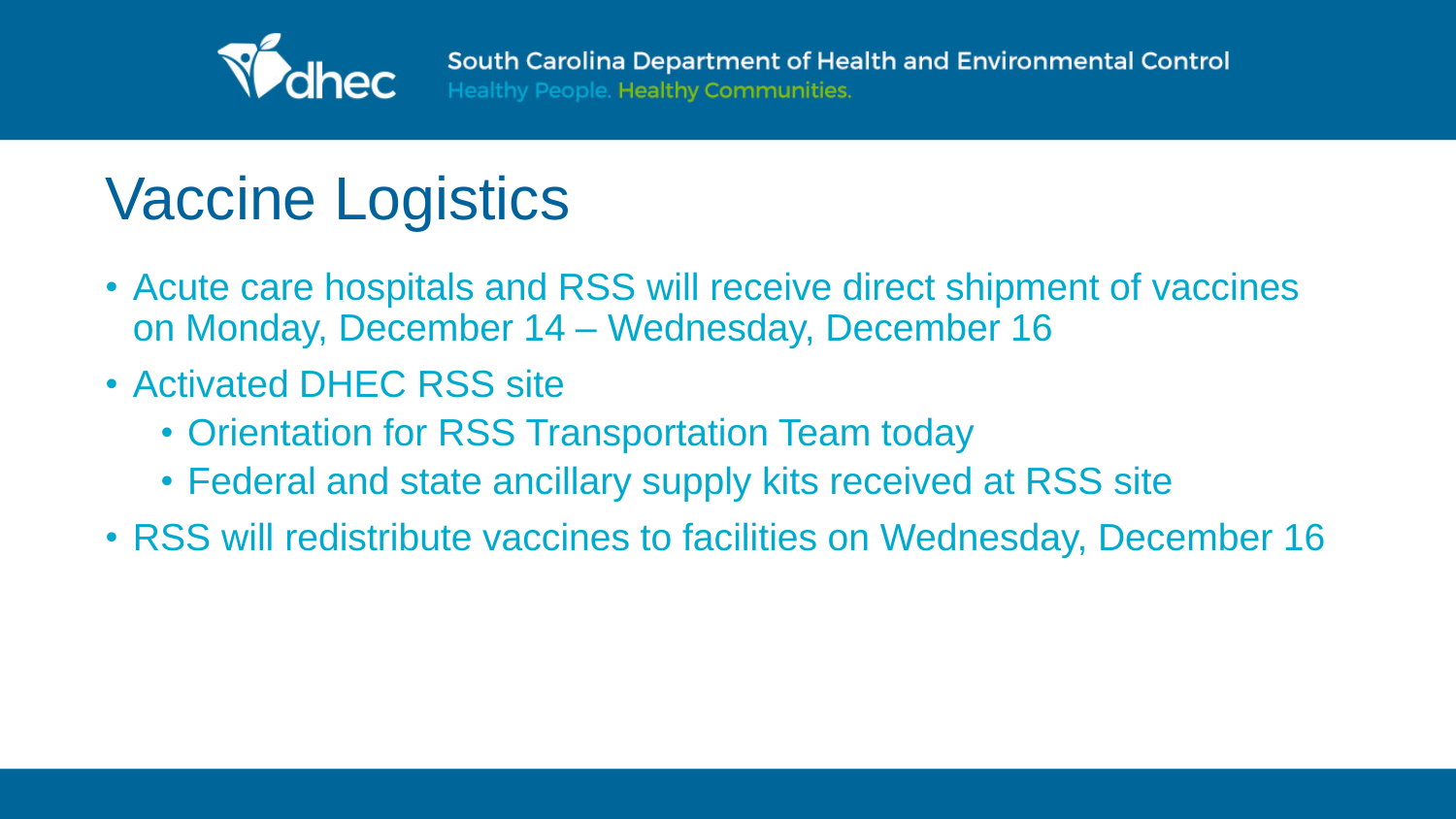# Vaccine Logistics

- Acute care hospitals and RSS will receive direct shipment of vaccines on Monday, December 14 – Wednesday, December 16
- Activated DHEC RSS site
  - Orientation for RSS Transportation Team today
  - Federal and state ancillary supply kits received at RSS site
- RSS will redistribute vaccines to facilities on Wednesday, December 16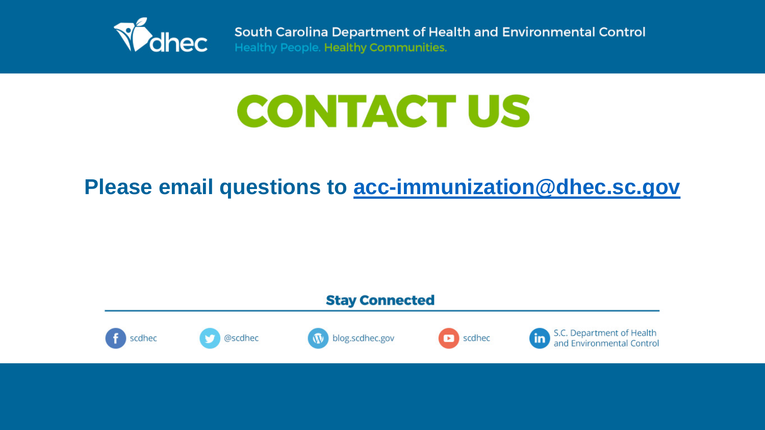South Carolina Department of Health and Environmental Control

Healthy People. Healthy Communities.

# CONTACT US

**Please email questions to acc-immunization@dhec.sc.gov**

**Stay Connected**

scdhec

@scdhec

blog.scdhec.gov

scdhec

S.C. Department of Health and Environmental Control